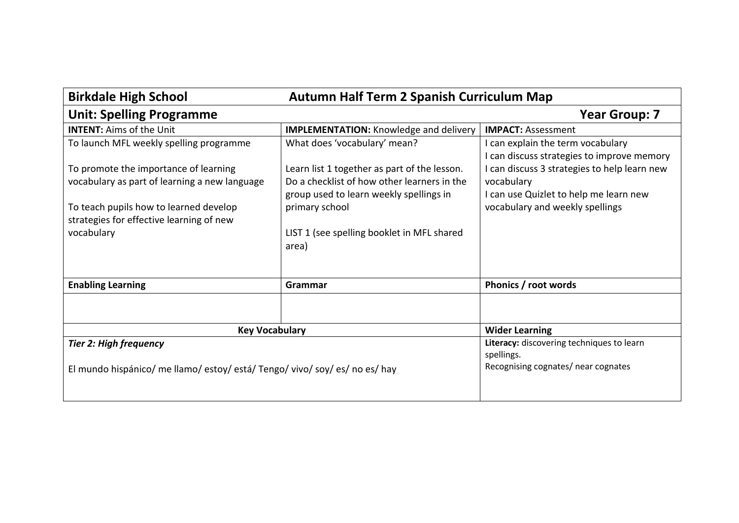| **Birkdale High School** | **Autumn Half Term 2 Spanish Curriculum Map** | |
|---|---|---|
| **Unit: Spelling Programme** | | **Year Group: 7** |
| **INTENT:** Aims of the Unit | **IMPLEMENTATION:** Knowledge and delivery | **IMPACT:** Assessment |
| To launch MFL weekly spelling programme<br><br>To promote the importance of learning vocabulary as part of learning a new language<br><br>To teach pupils how to learned develop strategies for effective learning of new vocabulary | What does 'vocabulary' mean?<br><br>Learn list 1 together as part of the lesson. Do a checklist of how other learners in the group used to learn weekly spellings in primary school<br><br>LIST 1 (see spelling booklet in MFL shared area) | I can explain the term vocabulary<br>I can discuss strategies to improve memory<br>I can discuss 3 strategies to help learn new vocabulary<br>I can use Quizlet to help me learn new vocabulary and weekly spellings |
| **Enabling Learning** | **Grammar** | **Phonics / root words** |
| | | |
| **Key Vocabulary** | | **Wider Learning** |
| ***Tier 2: High frequency***<br><br>El mundo hispánico/ me llamo/ estoy/ está/ Tengo/ vivo/ soy/ es/ no es/ hay | | **Literacy:** discovering techniques to learn spellings.<br>Recognising cognates/ near cognates |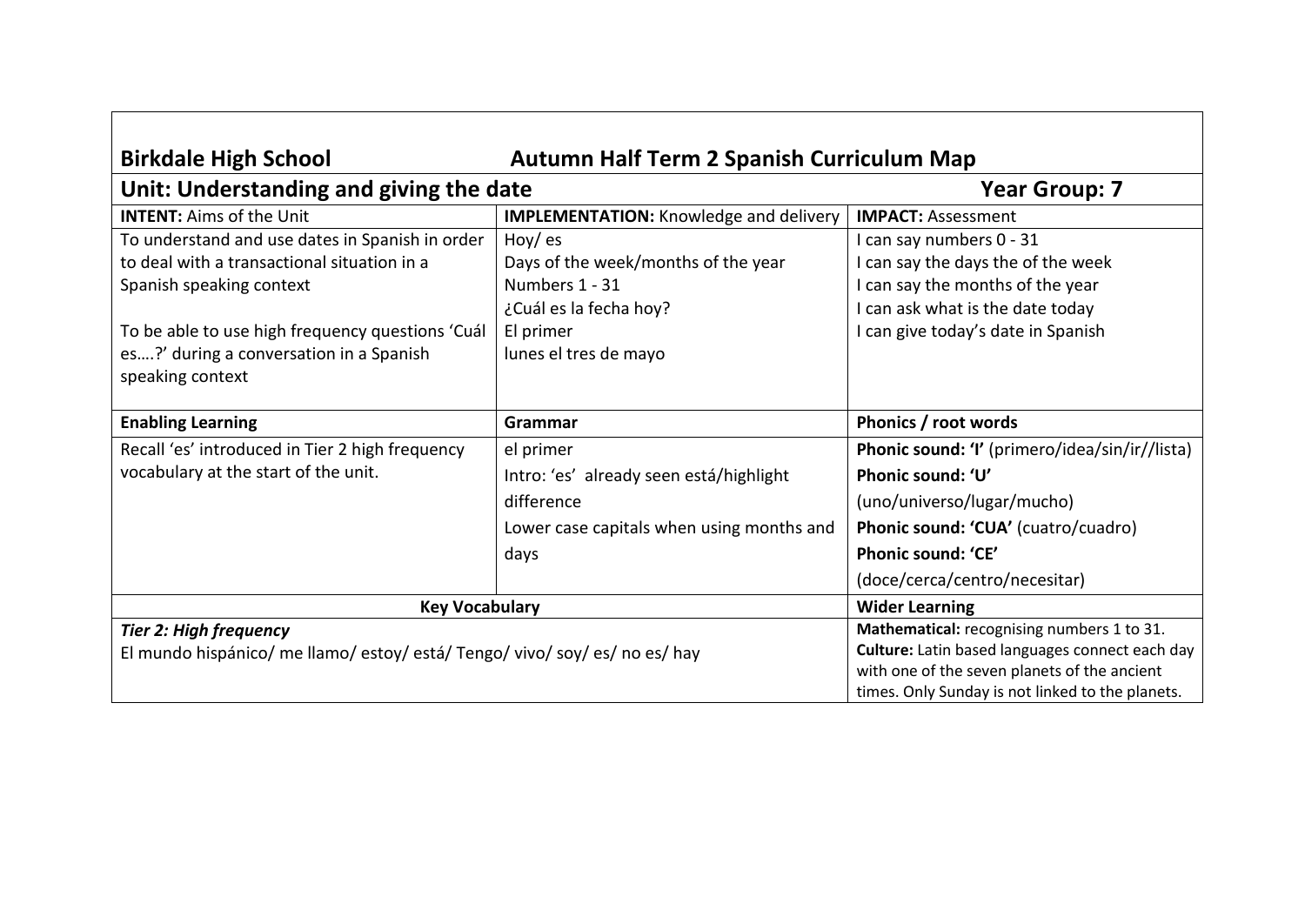| **Birkdale High School** | **Autumn Half Term 2 Spanish Curriculum Map** | |
|---|---|---|
| **Unit: Understanding and giving the date** | | **Year Group: 7** |
| **INTENT:** Aims of the Unit | **IMPLEMENTATION:** Knowledge and delivery | **IMPACT:** Assessment |
| To understand and use dates in Spanish in order to deal with a transactional situation in a Spanish speaking context<br><br>To be able to use high frequency questions 'Cuál es….?' during a conversation in a Spanish speaking context | Hoy/ es<br>Days of the week/months of the year<br>Numbers 1 - 31<br>¿Cuál es la fecha hoy?<br>El primer<br>lunes el tres de mayo | I can say numbers 0 - 31<br>I can say the days the of the week<br>I can say the months of the year<br>I can ask what is the date today<br>I can give today's date in Spanish |
| **Enabling Learning** | **Grammar** | **Phonics / root words** |
| Recall 'es' introduced in Tier 2 high frequency vocabulary at the start of the unit. | el primer<br>Intro: 'es' already seen está/highlight difference<br>Lower case capitals when using months and days | **Phonic sound: 'I'** (primero/idea/sin/ir//lista)<br>**Phonic sound: 'U'** (uno/universo/lugar/mucho)<br>**Phonic sound: 'CUA'** (cuatro/cuadro)<br>**Phonic sound: 'CE'** (doce/cerca/centro/necesitar) |
| **Key Vocabulary** | | **Wider Learning** |
| ***Tier 2: High frequency***<br>El mundo hispánico/ me llamo/ estoy/ está/ Tengo/ vivo/ soy/ es/ no es/ hay | | **Mathematical:** recognising numbers 1 to 31.<br>**Culture:** Latin based languages connect each day with one of the seven planets of the ancient times. Only Sunday is not linked to the planets. |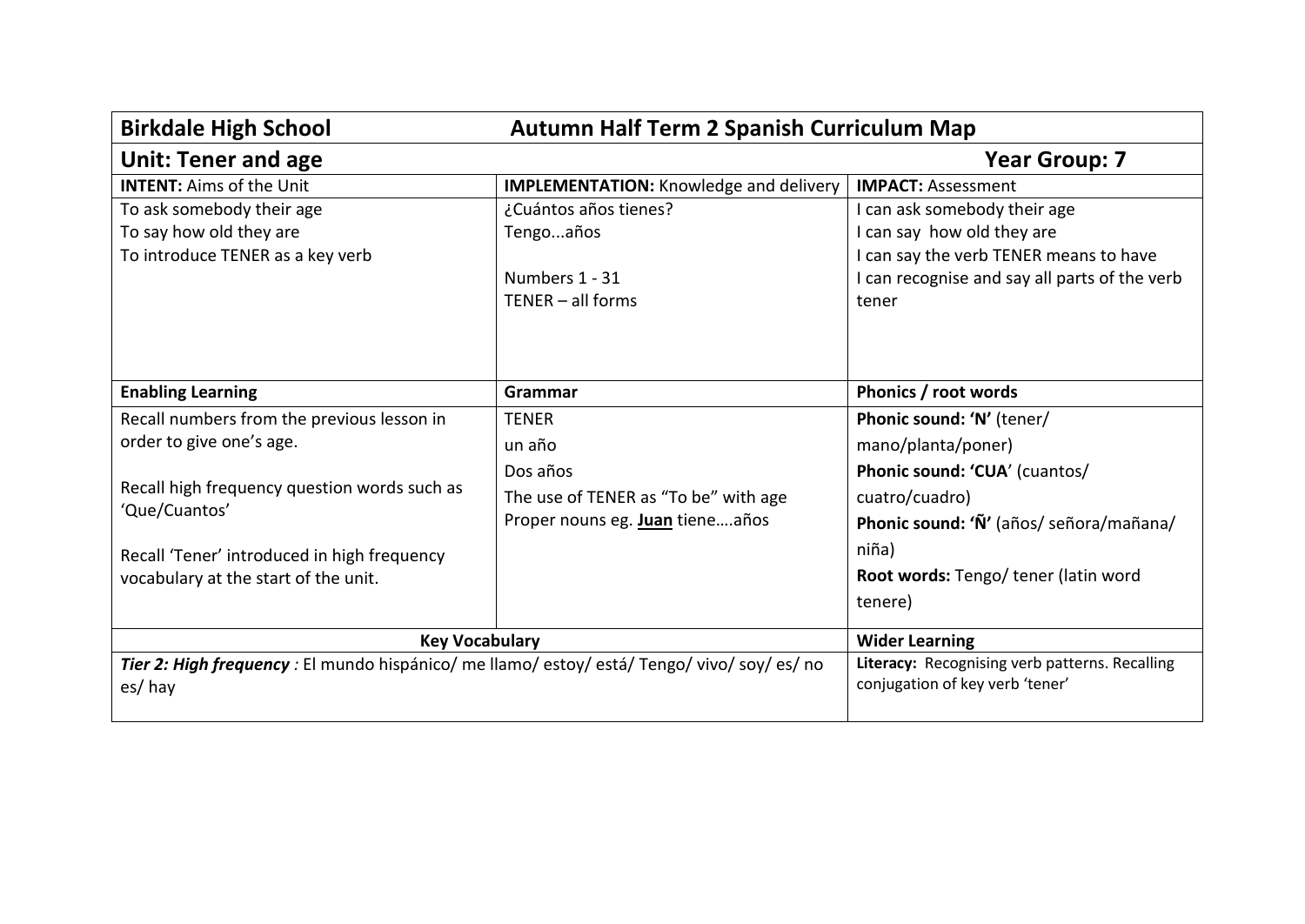| **Birkdale High School** | **Autumn Half Term 2 Spanish Curriculum Map** | |
|---|---|---|
| **Unit: Tener and age** | | **Year Group: 7** |
| **INTENT:** Aims of the Unit | **IMPLEMENTATION:** Knowledge and delivery | **IMPACT:** Assessment |
| To ask somebody their age<br>To say how old they are<br>To introduce TENER as a key verb | ¿Cuántos años tienes?<br>Tengo...años<br><br>Numbers 1 - 31<br>TENER – all forms | I can ask somebody their age<br>I can say how old they are<br>I can say the verb TENER means to have<br>I can recognise and say all parts of the verb tener |
| **Enabling Learning** | **Grammar** | **Phonics / root words** |
| Recall numbers from the previous lesson in order to give one's age.<br><br>Recall high frequency question words such as 'Que/Cuantos'<br><br>Recall 'Tener' introduced in high frequency vocabulary at the start of the unit. | TENER<br>un año<br>Dos años<br>The use of TENER as "To be" with age<br>Proper nouns eg. **<u>Juan</u>** tiene….años | **Phonic sound: 'N'** (tener/ mano/planta/poner)<br>**Phonic sound: 'CUA'** (cuantos/ cuatro/cuadro)<br>**Phonic sound: 'Ñ'** (años/ señora/mañana/ niña)<br>**Root words:** Tengo/ tener (latin word tenere) |
| **Key Vocabulary** | | **Wider Learning** |
| ***Tier 2: High frequency*** *:* El mundo hispánico/ me llamo/ estoy/ está/ Tengo/ vivo/ soy/ es/ no es/ hay | | **Literacy:** Recognising verb patterns. Recalling conjugation of key verb 'tener' |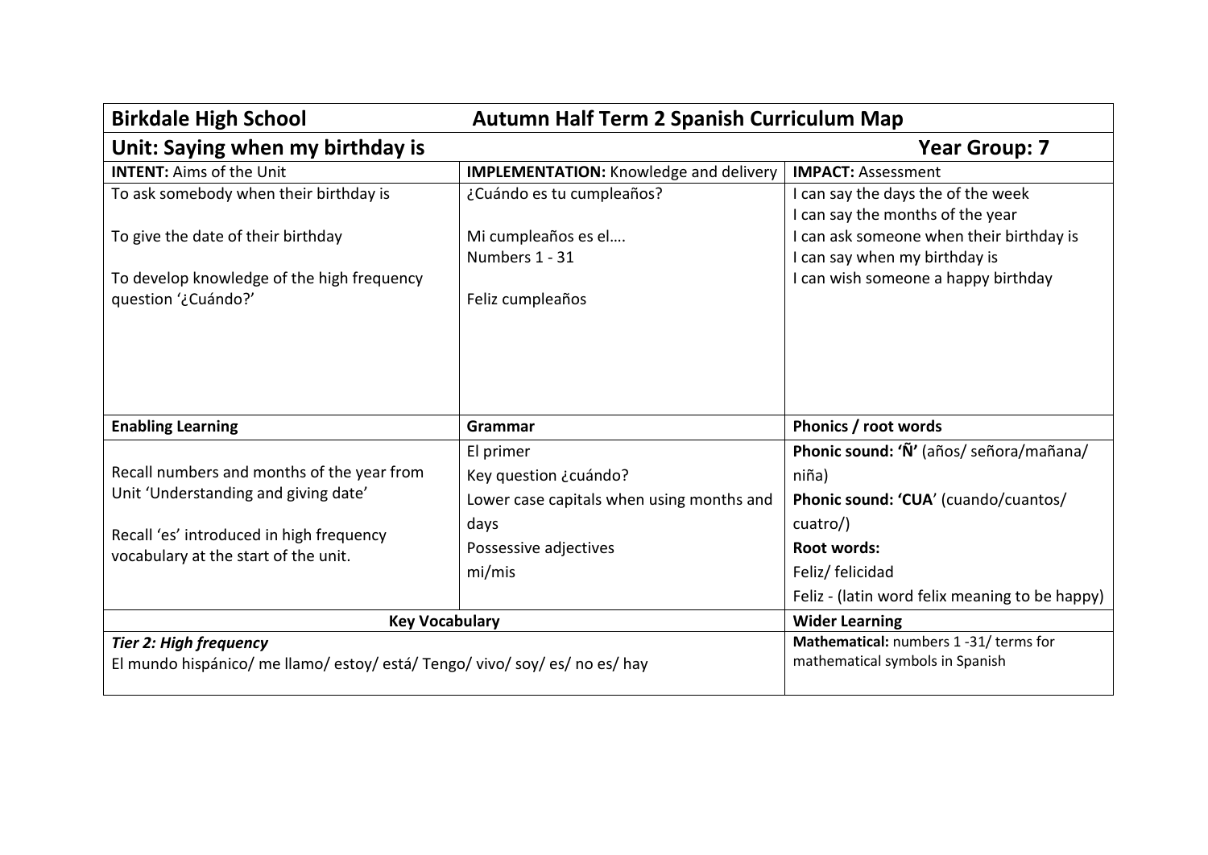| **Birkdale High School** | **Autumn Half Term 2 Spanish Curriculum Map** | |
|---|---|---|
| **Unit: Saying when my birthday is** | | **Year Group: 7** |
| **INTENT:** Aims of the Unit | **IMPLEMENTATION:** Knowledge and delivery | **IMPACT:** Assessment |
| To ask somebody when their birthday is<br><br>To give the date of their birthday<br><br>To develop knowledge of the high frequency question '¿Cuándo?' | ¿Cuándo es tu cumpleaños?<br><br>Mi cumpleaños es el….<br>Numbers 1 - 31<br><br>Feliz cumpleaños | I can say the days the of the week<br>I can say the months of the year<br>I can ask someone when their birthday is<br>I can say when my birthday is<br>I can wish someone a happy birthday |
| **Enabling Learning** | **Grammar** | **Phonics / root words** |
| Recall numbers and months of the year from Unit 'Understanding and giving date'<br><br>Recall 'es' introduced in high frequency vocabulary at the start of the unit. | El primer<br>Key question ¿cuándo?<br>Lower case capitals when using months and days<br>Possessive adjectives<br>mi/mis | **Phonic sound: 'Ñ'** (años/ señora/mañana/ niña)<br>**Phonic sound: 'CUA**' (cuando/cuantos/ cuatro/)<br>**Root words:**<br>Feliz/ felicidad<br>Feliz - (latin word felix meaning to be happy) |
| **Key Vocabulary** | | **Wider Learning** |
| ***Tier 2: High frequency***<br>El mundo hispánico/ me llamo/ estoy/ está/ Tengo/ vivo/ soy/ es/ no es/ hay | | **Mathematical:** numbers 1 -31/ terms for mathematical symbols in Spanish |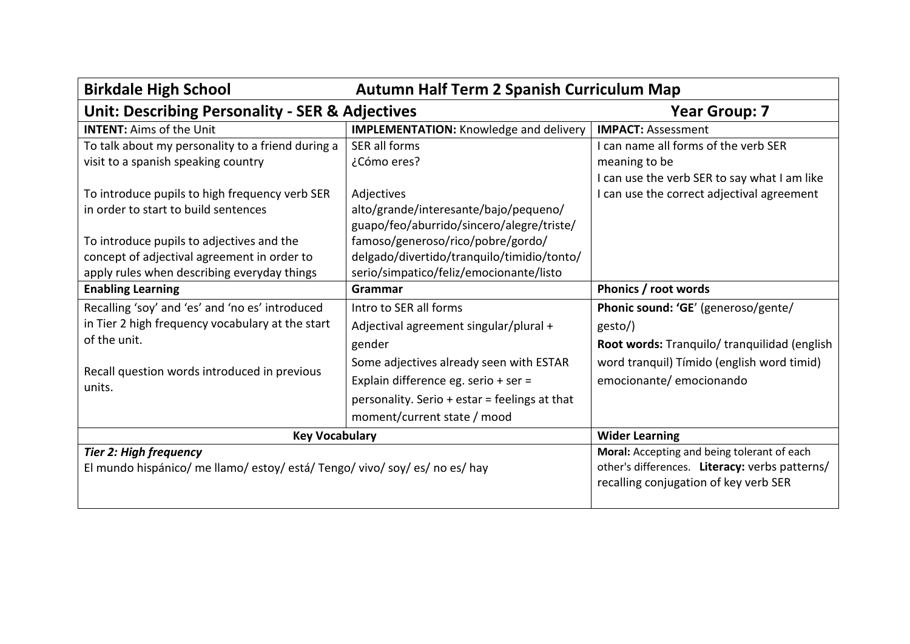| **Birkdale High School** | **Autumn Half Term 2 Spanish Curriculum Map** | |
|---|---|---|
| **Unit: Describing Personality - SER & Adjectives** | | **Year Group: 7** |
| **INTENT:** Aims of the Unit | **IMPLEMENTATION:** Knowledge and delivery | **IMPACT:** Assessment |
| To talk about my personality to a friend during a visit to a spanish speaking country<br><br>To introduce pupils to high frequency verb SER in order to start to build sentences<br><br>To introduce pupils to adjectives and the concept of adjectival agreement in order to apply rules when describing everyday things | SER all forms<br>¿Cómo eres?<br><br>Adjectives<br>alto/grande/interesante/bajo/pequeno/ guapo/feo/aburrido/sincero/alegre/triste/ famoso/generoso/rico/pobre/gordo/ delgado/divertido/tranquilo/timidio/tonto/ serio/simpatico/feliz/emocionante/listo | I can name all forms of the verb SER meaning to be<br>I can use the verb SER to say what I am like<br>I can use the correct adjectival agreement |
| **Enabling Learning** | **Grammar** | **Phonics / root words** |
| Recalling 'soy' and 'es' and 'no es' introduced in Tier 2 high frequency vocabulary at the start of the unit.<br><br>Recall question words introduced in previous units. | Intro to SER all forms<br>Adjectival agreement singular/plural + gender<br>Some adjectives already seen with ESTAR<br>Explain difference eg. serio + ser = personality. Serio + estar = feelings at that moment/current state / mood | **Phonic sound: 'GE**' (generoso/gente/ gesto/)<br>**Root words:** Tranquilo/ tranquilidad (english word tranquil) Tímido (english word timid) emocionante/ emocionando |
| **Key Vocabulary** | | **Wider Learning** |
| ***Tier 2: High frequency***<br>El mundo hispánico/ me llamo/ estoy/ está/ Tengo/ vivo/ soy/ es/ no es/ hay | | **Moral:** Accepting and being tolerant of each other's differences. **Literacy:** verbs patterns/ recalling conjugation of key verb SER |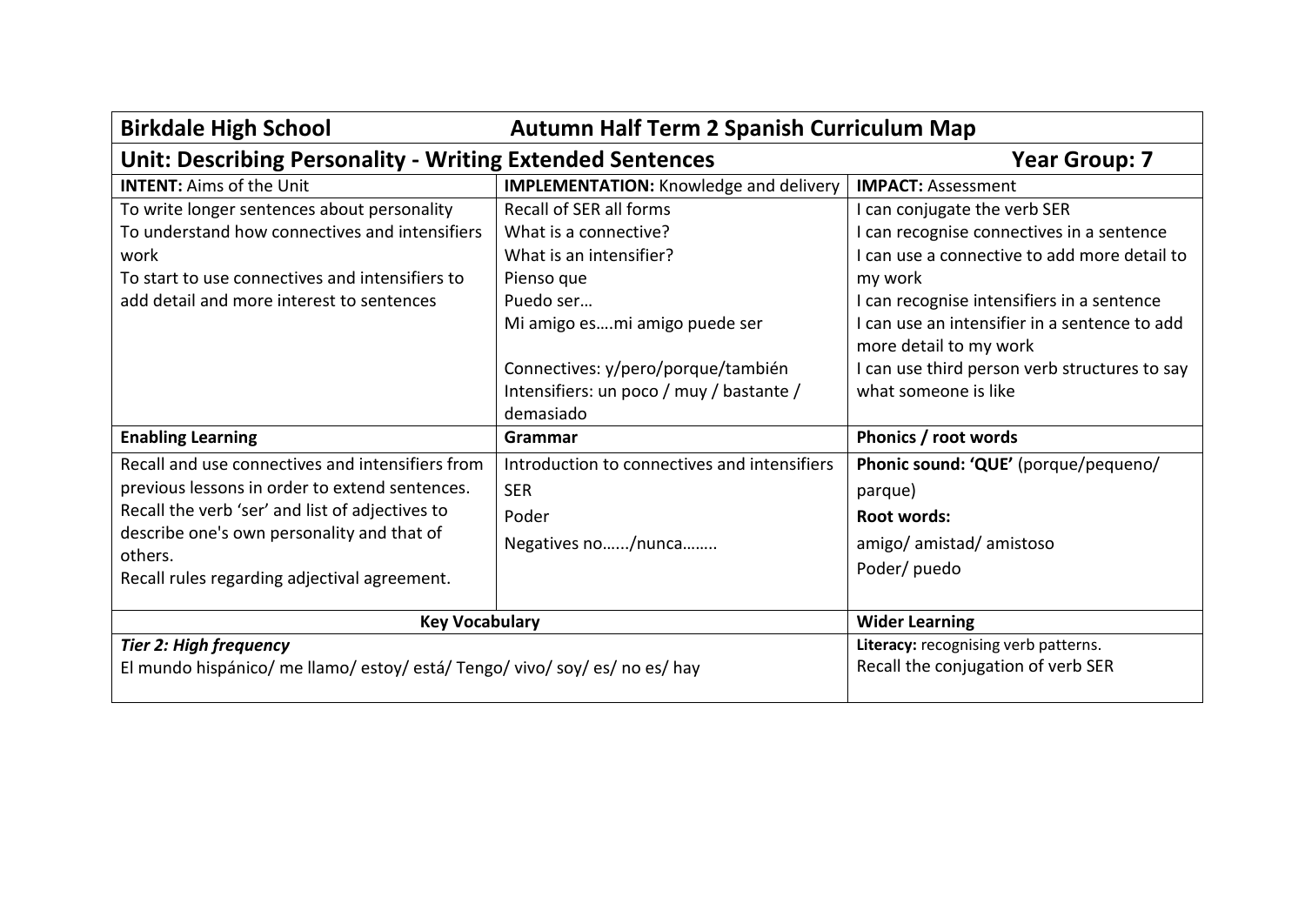| Birkdale High School | Autumn Half Term 2 Spanish Curriculum Map | |
|---|---|---|
| **Unit: Describing Personality - Writing Extended Sentences** | | **Year Group: 7** |
| **INTENT:** Aims of the Unit | **IMPLEMENTATION:** Knowledge and delivery | **IMPACT:** Assessment |
| To write longer sentences about personality<br>To understand how connectives and intensifiers work<br>To start to use connectives and intensifiers to add detail and more interest to sentences | Recall of SER all forms<br>What is a connective?<br>What is an intensifier?<br>Pienso que<br>Puedo ser…<br>Mi amigo es….mi amigo puede ser<br><br>Connectives: y/pero/porque/también<br>Intensifiers: un poco / muy / bastante / demasiado | I can conjugate the verb SER<br>I can recognise connectives in a sentence<br>I can use a connective to add more detail to my work<br>I can recognise intensifiers in a sentence<br>I can use an intensifier in a sentence to add more detail to my work<br>I can use third person verb structures to say what someone is like |
| **Enabling Learning** | **Grammar** | **Phonics / root words** |
| Recall and use connectives and intensifiers from previous lessons in order to extend sentences.<br>Recall the verb 'ser' and list of adjectives to describe one's own personality and that of others.<br>Recall rules regarding adjectival agreement. | Introduction to connectives and intensifiers<br>SER<br>Poder<br>Negatives no……/nunca…….. | **Phonic sound: 'QUE'** (porque/pequeno/ parque)<br>**Root words:**<br>amigo/ amistad/ amistoso<br>Poder/ puedo |
| **Key Vocabulary** | | **Wider Learning** |
| ***Tier 2: High frequency***<br>El mundo hispánico/ me llamo/ estoy/ está/ Tengo/ vivo/ soy/ es/ no es/ hay | | **Literacy:** recognising verb patterns.<br>Recall the conjugation of verb SER |